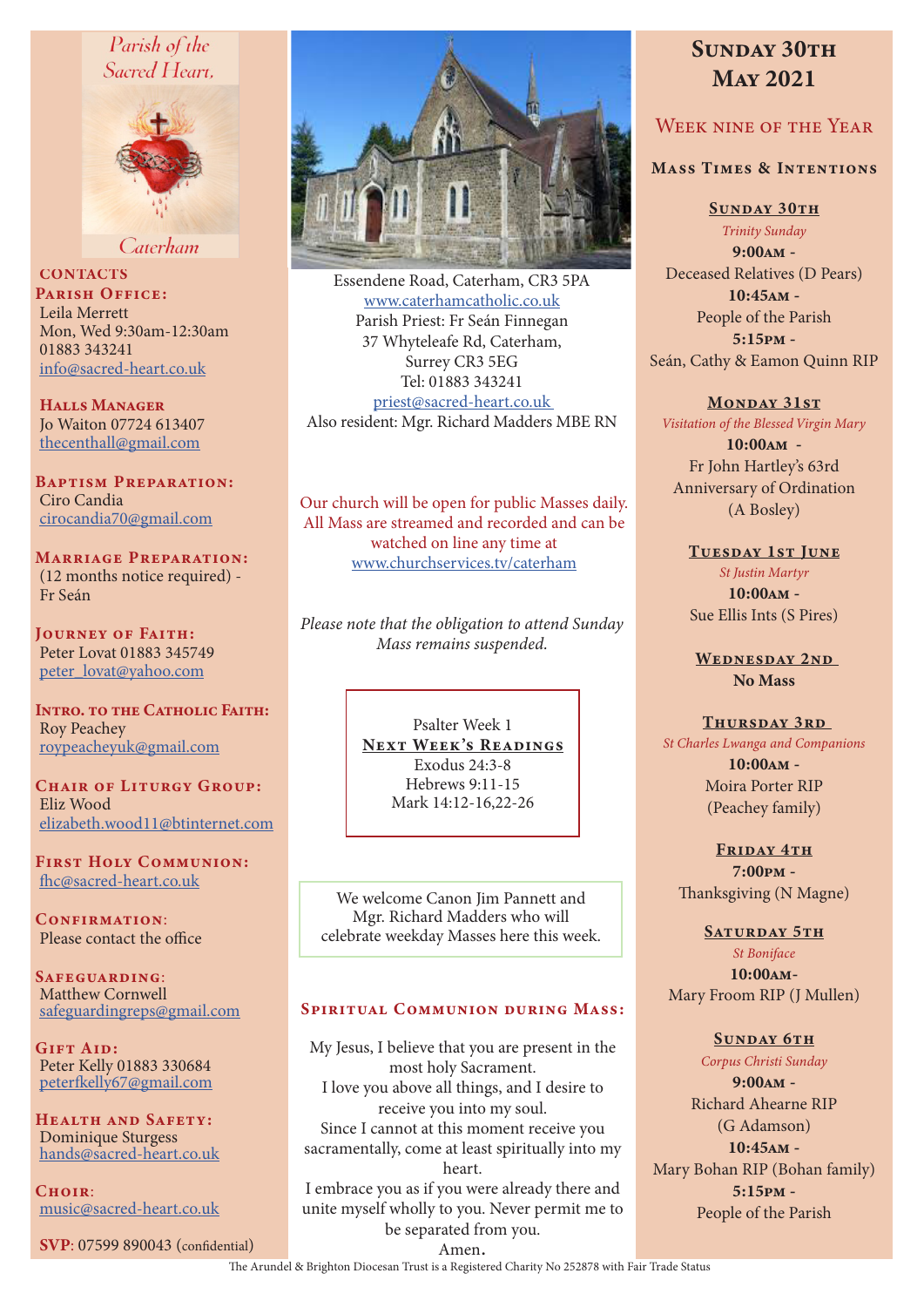# Parish of the Sacred Heart, Caterham

## CONTACTS

**Parish Office:**
Leila Merrett
Mon, Wed 9:30am-12:30am
01883 343241
info@sacred-heart.co.uk

**Halls Manager**
Jo Waiton 07724 613407
thecenthall@gmail.com

**Baptism Preparation:**
Ciro Candia
cirocandia70@gmail.com

**Marriage Preparation:**
(12 months notice required) - Fr Seán

**Journey of Faith:**
Peter Lovat 01883 345749
peter_lovat@yahoo.com

**Intro. to the Catholic Faith:**
Roy Peachey
roypeacheyuk@gmail.com

**Chair of Liturgy Group:**
Eliz Wood
elizabeth.wood11@btinternet.com

**First Holy Communion:**
fhc@sacred-heart.co.uk

**Confirmation:**
Please contact the office

**Safeguarding:**
Matthew Cornwell
safeguardingreps@gmail.com

**Gift Aid:**
Peter Kelly 01883 330684
peterfkelly67@gmail.com

**Health and Safety:**
Dominique Sturgess
hands@sacred-heart.co.uk

**Choir:**
music@sacred-heart.co.uk

**SVP**: 07599 890043 (confidential)

---

Essendene Road, Caterham, CR3 5PA
www.caterhamcatholic.co.uk
Parish Priest: Fr Seán Finnegan
37 Whyteleafe Rd, Caterham,
Surrey CR3 5EG
Tel: 01883 343241
priest@sacred-heart.co.uk
Also resident: Mgr. Richard Madders MBE RN

Our church will be open for public Masses daily. All Mass are streamed and recorded and can be watched on line any time at www.churchservices.tv/caterham

*Please note that the obligation to attend Sunday Mass remains suspended.*

Psalter Week 1
**Next Week's Readings**
Exodus 24:3-8
Hebrews 9:11-15
Mark 14:12-16,22-26

We welcome Canon Jim Pannett and Mgr. Richard Madders who will celebrate weekday Masses here this week.

### Spiritual Communion during Mass:

My Jesus, I believe that you are present in the most holy Sacrament.
I love you above all things, and I desire to receive you into my soul.
Since I cannot at this moment receive you sacramentally, come at least spiritually into my heart.
I embrace you as if you were already there and unite myself wholly to you. Never permit me to be separated from you.
Amen.

---

# Sunday 30th May 2021

## Week nine of the Year

### Mass Times & Intentions

**Sunday 30th**
*Trinity Sunday*
**9:00am** - Deceased Relatives (D Pears)
**10:45am** - People of the Parish
**5:15pm** - Seán, Cathy & Eamon Quinn RIP

**Monday 31st**
*Visitation of the Blessed Virgin Mary*
**10:00am** - Fr John Hartley's 63rd Anniversary of Ordination (A Bosley)

**Tuesday 1st June**
*St Justin Martyr*
**10:00am** - Sue Ellis Ints (S Pires)

**Wednesday 2nd**
**No Mass**

**Thursday 3rd**
*St Charles Lwanga and Companions*
**10:00am** - Moira Porter RIP (Peachey family)

**Friday 4th**
**7:00pm** - Thanksgiving (N Magne)

**Saturday 5th**
*St Boniface*
**10:00am** - Mary Froom RIP (J Mullen)

**Sunday 6th**
*Corpus Christi Sunday*
**9:00am** - Richard Ahearne RIP (G Adamson)
**10:45am** - Mary Bohan RIP (Bohan family)
**5:15pm** - People of the Parish

The Arundel & Brighton Diocesan Trust is a Registered Charity No 252878 with Fair Trade Status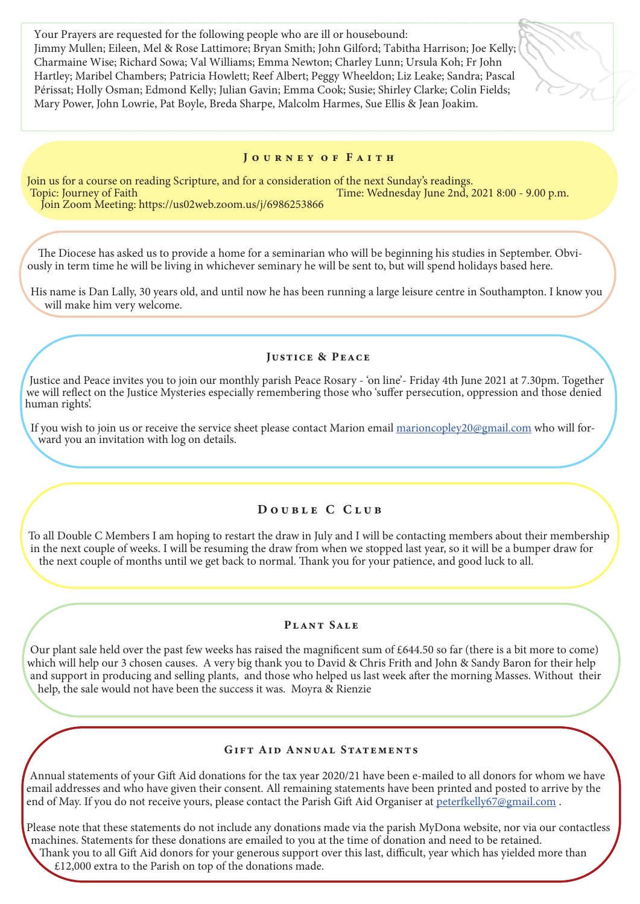Your Prayers are requested for the following people who are ill or housebound:
Jimmy Mullen; Eileen, Mel & Rose Lattimore; Bryan Smith; John Gilford; Tabitha Harrison; Joe Kelly; Charmaine Wise; Richard Sowa; Val Williams; Emma Newton; Charley Lunn; Ursula Koh; Fr John Hartley; Maribel Chambers; Patricia Howlett; Reef Albert; Peggy Wheeldon; Liz Leake; Sandra; Pascal Périssat; Holly Osman; Edmond Kelly; Julian Gavin; Emma Cook; Susie; Shirley Clarke; Colin Fields; Mary Power, John Lowrie, Pat Boyle, Breda Sharpe, Malcolm Harmes, Sue Ellis & Jean Joakim.

## Journey of Faith

Join us for a course on reading Scripture, and for a consideration of the next Sunday's readings.
Topic: Journey of Faith
Time: Wednesday June 2nd, 2021 8:00 - 9.00 p.m.
Join Zoom Meeting: https://us02web.zoom.us/j/6986253866

The Diocese has asked us to provide a home for a seminarian who will be beginning his studies in September. Obviously in term time he will be living in whichever seminary he will be sent to, but will spend holidays based here.

His name is Dan Lally, 30 years old, and until now he has been running a large leisure centre in Southampton. I know you will make him very welcome.

## Justice & Peace

Justice and Peace invites you to join our monthly parish Peace Rosary - 'on line'- Friday 4th June 2021 at 7.30pm. Together we will reflect on the Justice Mysteries especially remembering those who 'suffer persecution, oppression and those denied human rights'.

If you wish to join us or receive the service sheet please contact Marion email marioncopley20@gmail.com who will forward you an invitation with log on details.

## Double C Club

To all Double C Members I am hoping to restart the draw in July and I will be contacting members about their membership in the next couple of weeks. I will be resuming the draw from when we stopped last year, so it will be a bumper draw for the next couple of months until we get back to normal. Thank you for your patience, and good luck to all.

## Plant Sale

Our plant sale held over the past few weeks has raised the magnificent sum of £644.50 so far (there is a bit more to come) which will help our 3 chosen causes. A very big thank you to David & Chris Frith and John & Sandy Baron for their help and support in producing and selling plants, and those who helped us last week after the morning Masses. Without their help, the sale would not have been the success it was. Moyra & Rienzie

## Gift Aid Annual Statements

Annual statements of your Gift Aid donations for the tax year 2020/21 have been e-mailed to all donors for whom we have email addresses and who have given their consent. All remaining statements have been printed and posted to arrive by the end of May. If you do not receive yours, please contact the Parish Gift Aid Organiser at peterfkelly67@gmail.com .

Please note that these statements do not include any donations made via the parish MyDona website, nor via our contactless machines. Statements for these donations are emailed to you at the time of donation and need to be retained.
Thank you to all Gift Aid donors for your generous support over this last, difficult, year which has yielded more than £12,000 extra to the Parish on top of the donations made.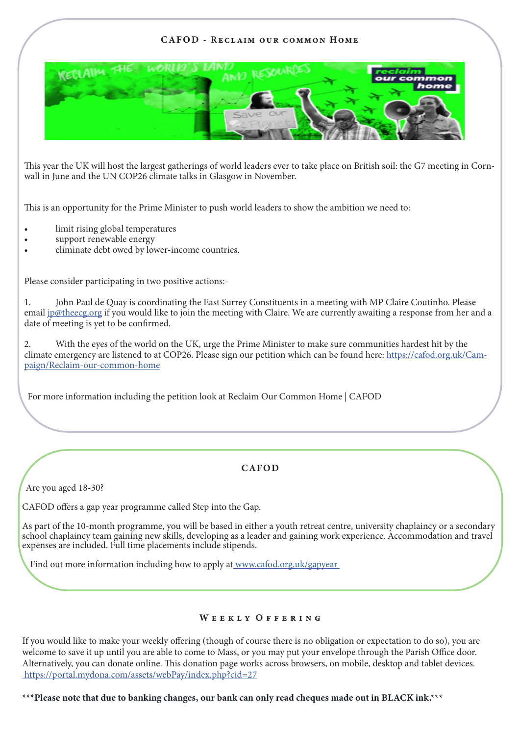## CAFOD - Reclaim our common Home

This year the UK will host the largest gatherings of world leaders ever to take place on British soil: the G7 meeting in Cornwall in June and the UN COP26 climate talks in Glasgow in November.

This is an opportunity for the Prime Minister to push world leaders to show the ambition we need to:

- limit rising global temperatures
- support renewable energy
- eliminate debt owed by lower-income countries.

Please consider participating in two positive actions:-

1. John Paul de Quay is coordinating the East Surrey Constituents in a meeting with MP Claire Coutinho. Please email jp@theecg.org if you would like to join the meeting with Claire. We are currently awaiting a response from her and a date of meeting is yet to be confirmed.

2. With the eyes of the world on the UK, urge the Prime Minister to make sure communities hardest hit by the climate emergency are listened to at COP26. Please sign our petition which can be found here: https://cafod.org.uk/Campaign/Reclaim-our-common-home

For more information including the petition look at Reclaim Our Common Home | CAFOD

## CAFOD

Are you aged 18-30?

CAFOD offers a gap year programme called Step into the Gap.

As part of the 10-month programme, you will be based in either a youth retreat centre, university chaplaincy or a secondary school chaplaincy team gaining new skills, developing as a leader and gaining work experience. Accommodation and travel expenses are included. Full time placements include stipends.

Find out more information including how to apply at www.cafod.org.uk/gapyear

## Weekly Offering

If you would like to make your weekly offering (though of course there is no obligation or expectation to do so), you are welcome to save it up until you are able to come to Mass, or you may put your envelope through the Parish Office door. Alternatively, you can donate online. This donation page works across browsers, on mobile, desktop and tablet devices. https://portal.mydona.com/assets/webPay/index.php?cid=27

***Please note that due to banking changes, our bank can only read cheques made out in BLACK ink.***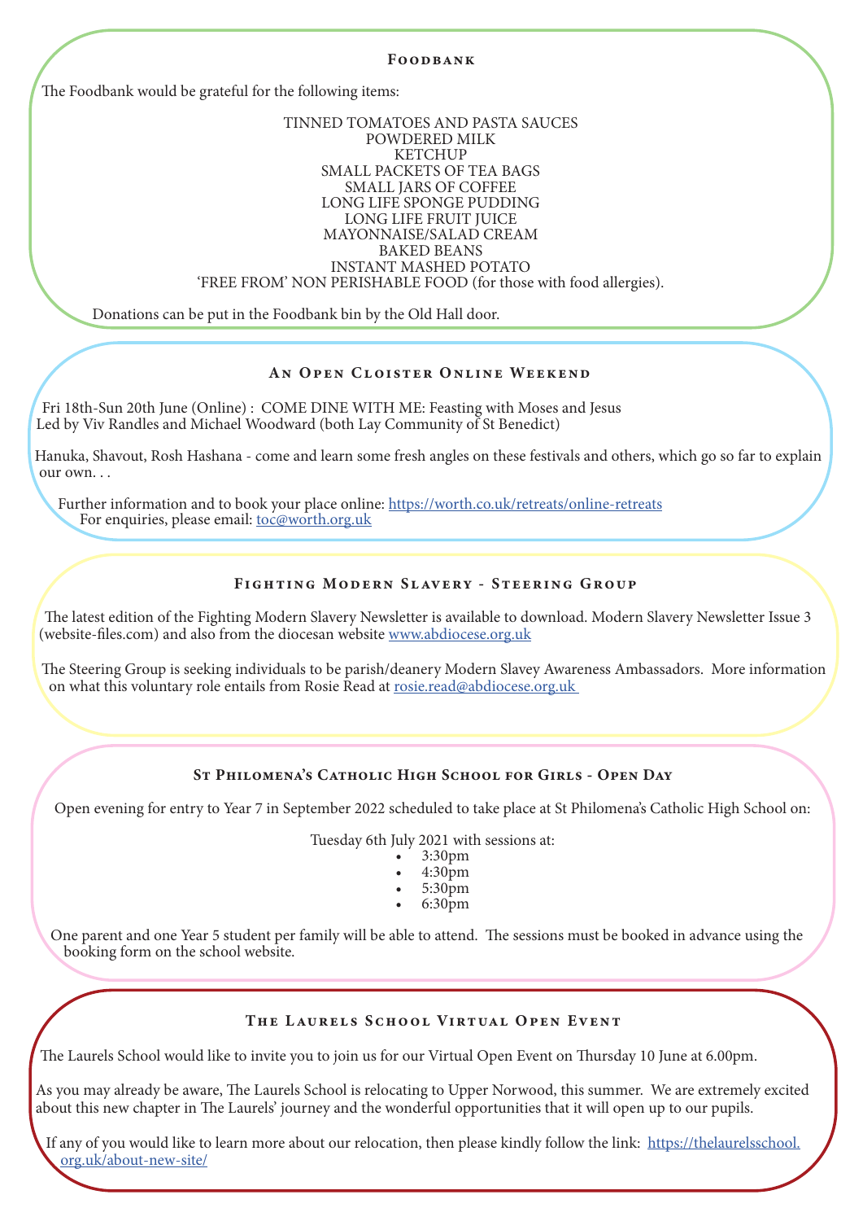## Foodbank

The Foodbank would be grateful for the following items:

TINNED TOMATOES AND PASTA SAUCES
POWDERED MILK
KETCHUP
SMALL PACKETS OF TEA BAGS
SMALL JARS OF COFFEE
LONG LIFE SPONGE PUDDING
LONG LIFE FRUIT JUICE
MAYONNAISE/SALAD CREAM
BAKED BEANS
INSTANT MASHED POTATO
'FREE FROM' NON PERISHABLE FOOD (for those with food allergies).

Donations can be put in the Foodbank bin by the Old Hall door.

## An Open Cloister Online Weekend

Fri 18th-Sun 20th June (Online) : COME DINE WITH ME: Feasting with Moses and Jesus
Led by Viv Randles and Michael Woodward (both Lay Community of St Benedict)

Hanuka, Shavout, Rosh Hashana - come and learn some fresh angles on these festivals and others, which go so far to explain our own. . .

Further information and to book your place online: https://worth.co.uk/retreats/online-retreats
For enquiries, please email: toc@worth.org.uk

## Fighting Modern Slavery - Steering Group

The latest edition of the Fighting Modern Slavery Newsletter is available to download. Modern Slavery Newsletter Issue 3 (website-files.com) and also from the diocesan website www.abdiocese.org.uk

The Steering Group is seeking individuals to be parish/deanery Modern Slavey Awareness Ambassadors. More information on what this voluntary role entails from Rosie Read at rosie.read@abdiocese.org.uk

## St Philomena's Catholic High School for Girls - Open Day

Open evening for entry to Year 7 in September 2022 scheduled to take place at St Philomena's Catholic High School on:

Tuesday 6th July 2021 with sessions at:

- 3:30pm
- 4:30pm
- 5:30pm
- 6:30pm

One parent and one Year 5 student per family will be able to attend. The sessions must be booked in advance using the booking form on the school website.

## The Laurels School Virtual Open Event

The Laurels School would like to invite you to join us for our Virtual Open Event on Thursday 10 June at 6.00pm.

As you may already be aware, The Laurels School is relocating to Upper Norwood, this summer. We are extremely excited about this new chapter in The Laurels' journey and the wonderful opportunities that it will open up to our pupils.

If any of you would like to learn more about our relocation, then please kindly follow the link: https://thelaurelsschool.org.uk/about-new-site/